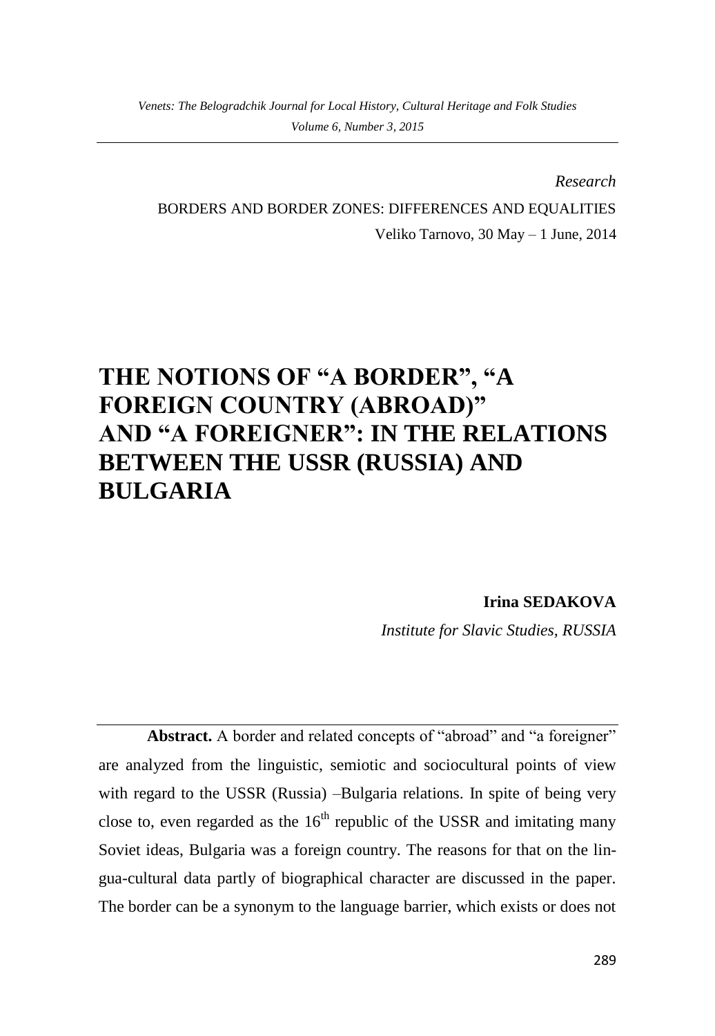*Research*

BORDERS AND BORDER ZONES: DIFFERENCES AND EQUALITIES

Veliko Tarnovo, 30 May – 1 June, 2014

# THE NOTIONS OF "A BORDER", "A FOREIGN COUNTRY (ABROAD)" AND "A FOREIGNER": IN THE RELATIONS BETWEEN THE USSR (RUSSIA) AND BULGARIA

**Irina SEDAKOVA**

*Institute for Slavic Studies, RUSSIA*

**Abstract.** A border and related concepts of "abroad" and "a foreigner" are analyzed from the linguistic, semiotic and sociocultural points of view with regard to the USSR (Russia) –Bulgaria relations. In spite of being very close to, even regarded as the 16th republic of the USSR and imitating many Soviet ideas, Bulgaria was a foreign country. The reasons for that on the lingua-cultural data partly of biographical character are discussed in the paper. The border can be a synonym to the language barrier, which exists or does not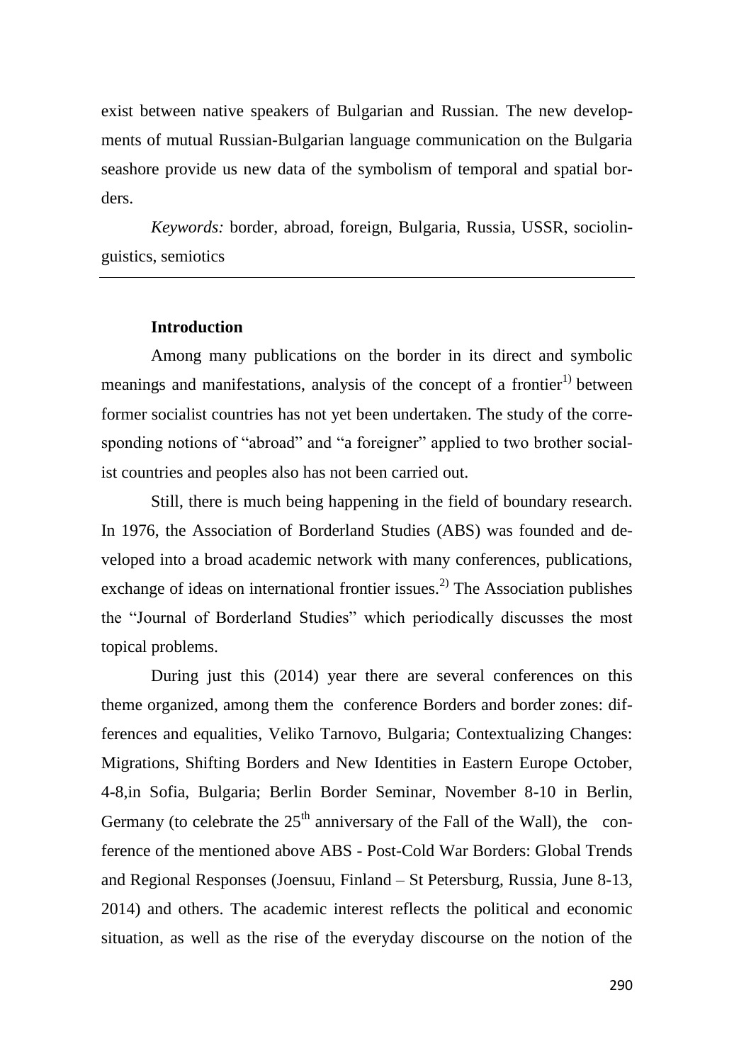exist between native speakers of Bulgarian and Russian. The new developments of mutual Russian-Bulgarian language communication on the Bulgaria seashore provide us new data of the symbolism of temporal and spatial borders.

*Keywords:* border, abroad, foreign, Bulgaria, Russia, USSR, sociolinguistics, semiotics

---

## Introduction

Among many publications on the border in its direct and symbolic meanings and manifestations, analysis of the concept of a frontier[1)] between former socialist countries has not yet been undertaken. The study of the corresponding notions of "abroad" and "a foreigner" applied to two brother socialist countries and peoples also has not been carried out.

Still, there is much being happening in the field of boundary research. In 1976, the Association of Borderland Studies (ABS) was founded and developed into a broad academic network with many conferences, publications, exchange of ideas on international frontier issues.[2)] The Association publishes the "Journal of Borderland Studies" which periodically discusses the most topical problems.

During just this (2014) year there are several conferences on this theme organized, among them the conference Borders and border zones: differences and equalities, Veliko Tarnovo, Bulgaria; Contextualizing Changes: Migrations, Shifting Borders and New Identities in Eastern Europe October, 4-8,in Sofia, Bulgaria; Berlin Border Seminar, November 8-10 in Berlin, Germany (to celebrate the 25th anniversary of the Fall of the Wall), the conference of the mentioned above ABS - Post-Cold War Borders: Global Trends and Regional Responses (Joensuu, Finland – St Petersburg, Russia, June 8-13, 2014) and others. The academic interest reflects the political and economic situation, as well as the rise of the everyday discourse on the notion of the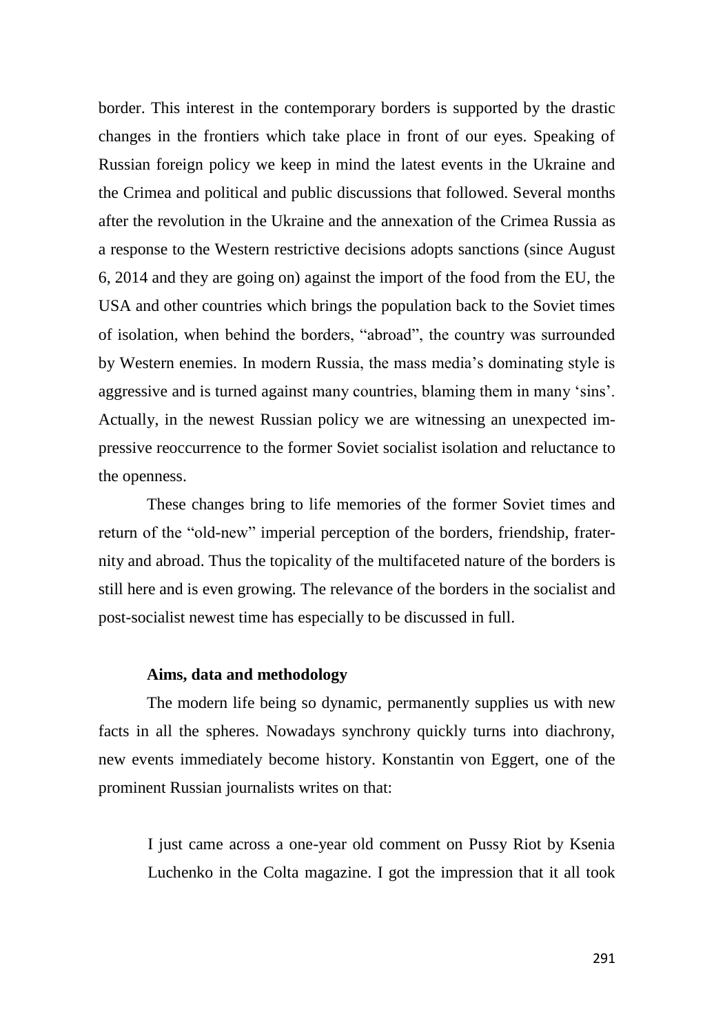border. This interest in the contemporary borders is supported by the drastic changes in the frontiers which take place in front of our eyes. Speaking of Russian foreign policy we keep in mind the latest events in the Ukraine and the Crimea and political and public discussions that followed. Several months after the revolution in the Ukraine and the annexation of the Crimea Russia as a response to the Western restrictive decisions adopts sanctions (since August 6, 2014 and they are going on) against the import of the food from the EU, the USA and other countries which brings the population back to the Soviet times of isolation, when behind the borders, "abroad", the country was surrounded by Western enemies. In modern Russia, the mass media's dominating style is aggressive and is turned against many countries, blaming them in many 'sins'. Actually, in the newest Russian policy we are witnessing an unexpected impressive reoccurrence to the former Soviet socialist isolation and reluctance to the openness.

These changes bring to life memories of the former Soviet times and return of the "old-new" imperial perception of the borders, friendship, fraternity and abroad. Thus the topicality of the multifaceted nature of the borders is still here and is even growing. The relevance of the borders in the socialist and post-socialist newest time has especially to be discussed in full.

**Aims, data and methodology**

The modern life being so dynamic, permanently supplies us with new facts in all the spheres. Nowadays synchrony quickly turns into diachrony, new events immediately become history. Konstantin von Eggert, one of the prominent Russian journalists writes on that:

> I just came across a one-year old comment on Pussy Riot by Ksenia Luchenko in the Colta magazine. I got the impression that it all took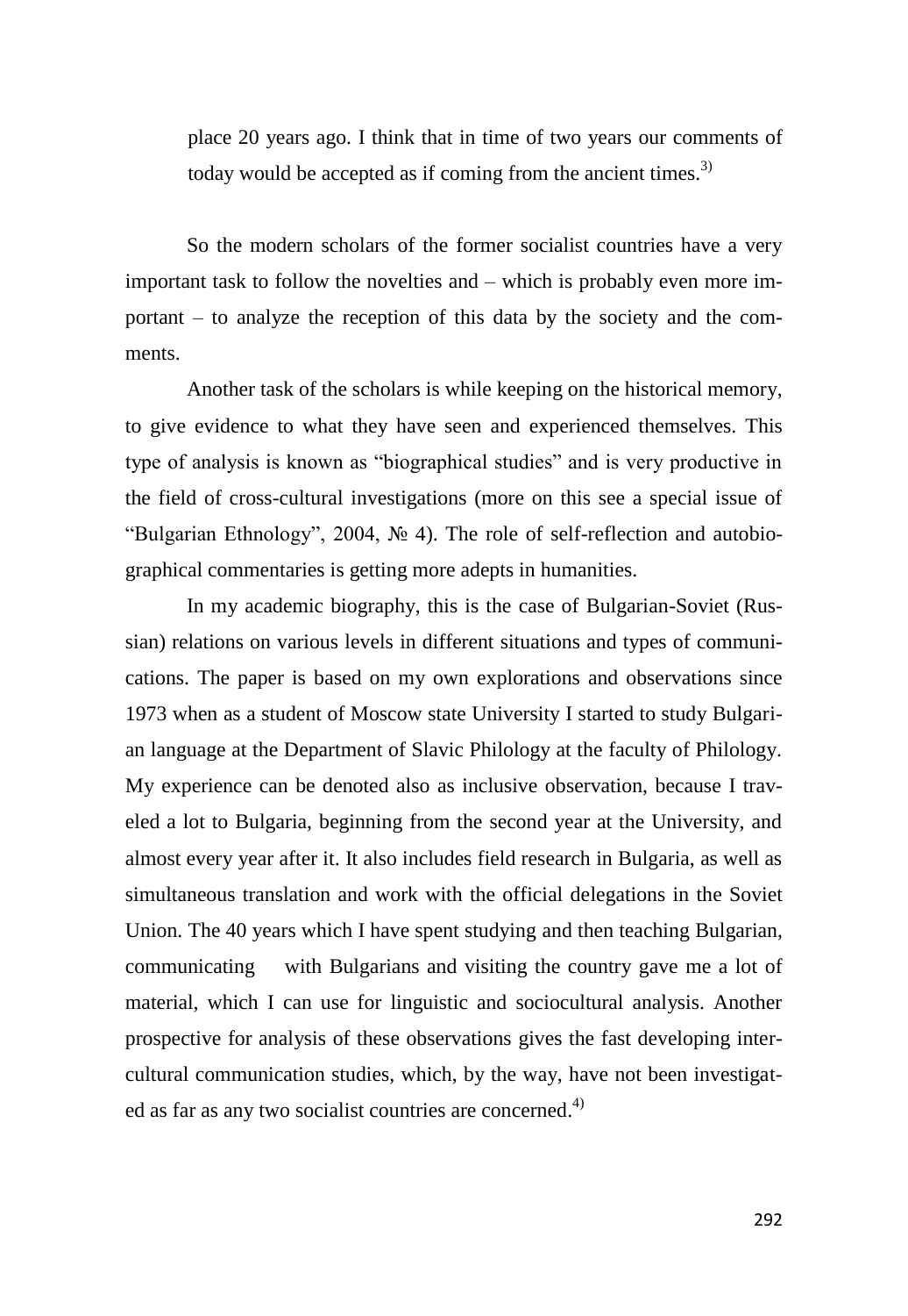place 20 years ago. I think that in time of two years our comments of today would be accepted as if coming from the ancient times.[3)]

So the modern scholars of the former socialist countries have a very important task to follow the novelties and – which is probably even more important – to analyze the reception of this data by the society and the comments.

Another task of the scholars is while keeping on the historical memory, to give evidence to what they have seen and experienced themselves. This type of analysis is known as "biographical studies" and is very productive in the field of cross-cultural investigations (more on this see a special issue of "Bulgarian Ethnology", 2004, № 4). The role of self-reflection and autobiographical commentaries is getting more adepts in humanities.

In my academic biography, this is the case of Bulgarian-Soviet (Russian) relations on various levels in different situations and types of communications. The paper is based on my own explorations and observations since 1973 when as a student of Moscow state University I started to study Bulgarian language at the Department of Slavic Philology at the faculty of Philology. My experience can be denoted also as inclusive observation, because I traveled a lot to Bulgaria, beginning from the second year at the University, and almost every year after it. It also includes field research in Bulgaria, as well as simultaneous translation and work with the official delegations in the Soviet Union. The 40 years which I have spent studying and then teaching Bulgarian, communicating with Bulgarians and visiting the country gave me a lot of material, which I can use for linguistic and sociocultural analysis. Another prospective for analysis of these observations gives the fast developing intercultural communication studies, which, by the way, have not been investigated as far as any two socialist countries are concerned.[4)]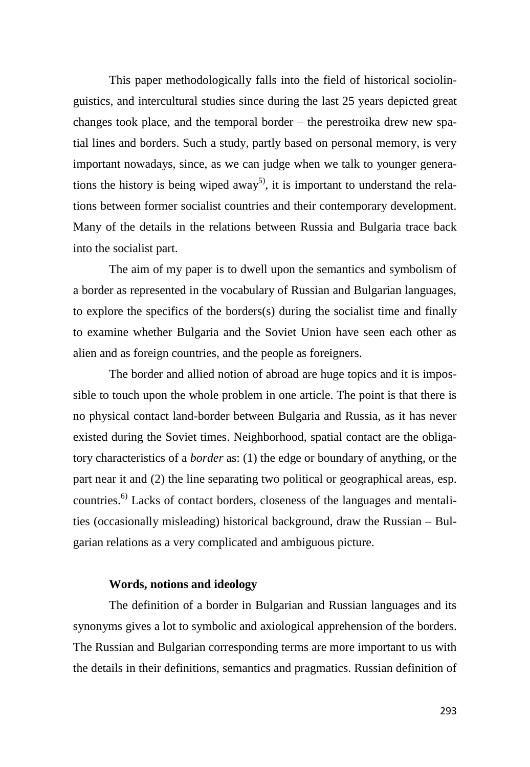This paper methodologically falls into the field of historical sociolinguistics, and intercultural studies since during the last 25 years depicted great changes took place, and the temporal border – the perestroika drew new spatial lines and borders. Such a study, partly based on personal memory, is very important nowadays, since, as we can judge when we talk to younger generations the history is being wiped away[5], it is important to understand the relations between former socialist countries and their contemporary development. Many of the details in the relations between Russia and Bulgaria trace back into the socialist part.

The aim of my paper is to dwell upon the semantics and symbolism of a border as represented in the vocabulary of Russian and Bulgarian languages, to explore the specifics of the borders(s) during the socialist time and finally to examine whether Bulgaria and the Soviet Union have seen each other as alien and as foreign countries, and the people as foreigners.

The border and allied notion of abroad are huge topics and it is impossible to touch upon the whole problem in one article. The point is that there is no physical contact land-border between Bulgaria and Russia, as it has never existed during the Soviet times. Neighborhood, spatial contact are the obligatory characteristics of a *border* as: (1) the edge or boundary of anything, or the part near it and (2) the line separating two political or geographical areas, esp. countries.[6] Lacks of contact borders, closeness of the languages and mentalities (occasionally misleading) historical background, draw the Russian – Bulgarian relations as a very complicated and ambiguous picture.

### Words, notions and ideology

The definition of a border in Bulgarian and Russian languages and its synonyms gives a lot to symbolic and axiological apprehension of the borders. The Russian and Bulgarian corresponding terms are more important to us with the details in their definitions, semantics and pragmatics. Russian definition of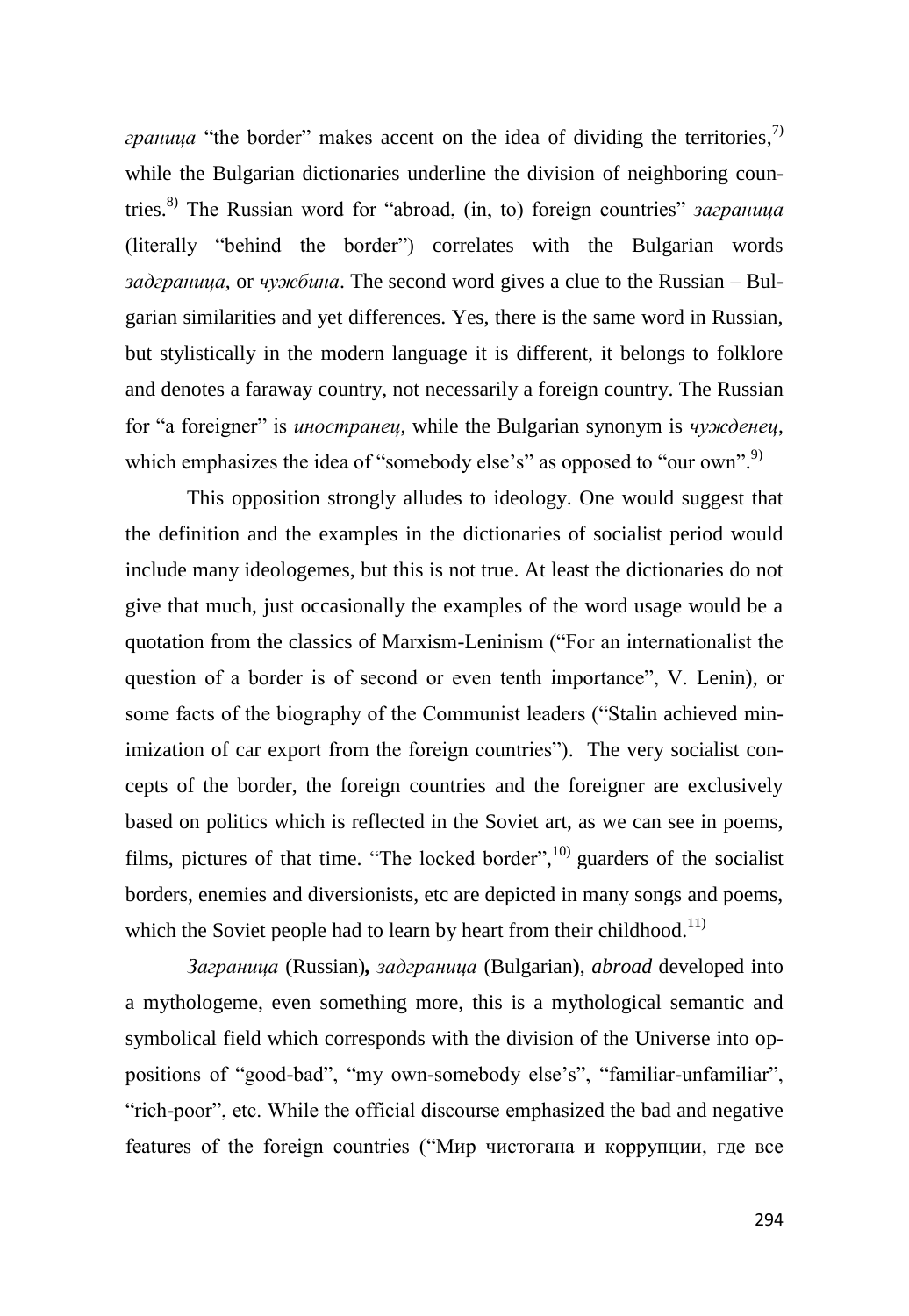*граница* "the border" makes accent on the idea of dividing the territories,[7] while the Bulgarian dictionaries underline the division of neighboring countries.[8] The Russian word for "abroad, (in, to) foreign countries" *заграница* (literally "behind the border") correlates with the Bulgarian words *задграница*, or *чужбина*. The second word gives a clue to the Russian – Bulgarian similarities and yet differences. Yes, there is the same word in Russian, but stylistically in the modern language it is different, it belongs to folklore and denotes a faraway country, not necessarily a foreign country. The Russian for "a foreigner" is *иностранец*, while the Bulgarian synonym is *чужденец*, which emphasizes the idea of "somebody else's" as opposed to "our own".[9]

This opposition strongly alludes to ideology. One would suggest that the definition and the examples in the dictionaries of socialist period would include many ideologemes, but this is not true. At least the dictionaries do not give that much, just occasionally the examples of the word usage would be a quotation from the classics of Marxism-Leninism ("For an internationalist the question of a border is of second or even tenth importance", V. Lenin), or some facts of the biography of the Communist leaders ("Stalin achieved minimization of car export from the foreign countries"). The very socialist concepts of the border, the foreign countries and the foreigner are exclusively based on politics which is reflected in the Soviet art, as we can see in poems, films, pictures of that time. "The locked border",[10] guarders of the socialist borders, enemies and diversionists, etc are depicted in many songs and poems, which the Soviet people had to learn by heart from their childhood.[11]

*Заграница* (Russian)**,** *задграница* (Bulgarian**)**, *abroad* developed into a mythologeme, even something more, this is a mythological semantic and symbolical field which corresponds with the division of the Universe into oppositions of "good-bad", "my own-somebody else's", "familiar-unfamiliar", "rich-poor", etc. While the official discourse emphasized the bad and negative features of the foreign countries ("Мир чистогана и коррупции, где все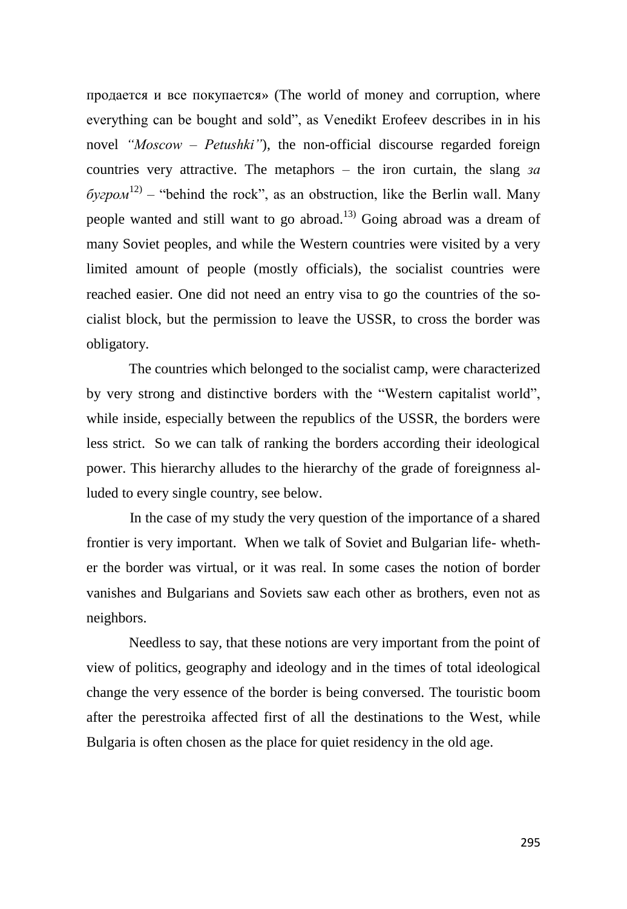продается и все покупается» (The world of money and corruption, where everything can be bought and sold", as Venedikt Erofeev describes in in his novel *"Moscow – Petushki"*), the non-official discourse regarded foreign countries very attractive. The metaphors – the iron curtain, the slang *за бугром*[12] – "behind the rock", as an obstruction, like the Berlin wall. Many people wanted and still want to go abroad.[13] Going abroad was a dream of many Soviet peoples, and while the Western countries were visited by a very limited amount of people (mostly officials), the socialist countries were reached easier. One did not need an entry visa to go the countries of the socialist block, but the permission to leave the USSR, to cross the border was obligatory.

The countries which belonged to the socialist camp, were characterized by very strong and distinctive borders with the "Western capitalist world", while inside, especially between the republics of the USSR, the borders were less strict. So we can talk of ranking the borders according their ideological power. This hierarchy alludes to the hierarchy of the grade of foreignness alluded to every single country, see below.

In the case of my study the very question of the importance of a shared frontier is very important. When we talk of Soviet and Bulgarian life- whether the border was virtual, or it was real. In some cases the notion of border vanishes and Bulgarians and Soviets saw each other as brothers, even not as neighbors.

Needless to say, that these notions are very important from the point of view of politics, geography and ideology and in the times of total ideological change the very essence of the border is being conversed. The touristic boom after the perestroika affected first of all the destinations to the West, while Bulgaria is often chosen as the place for quiet residency in the old age.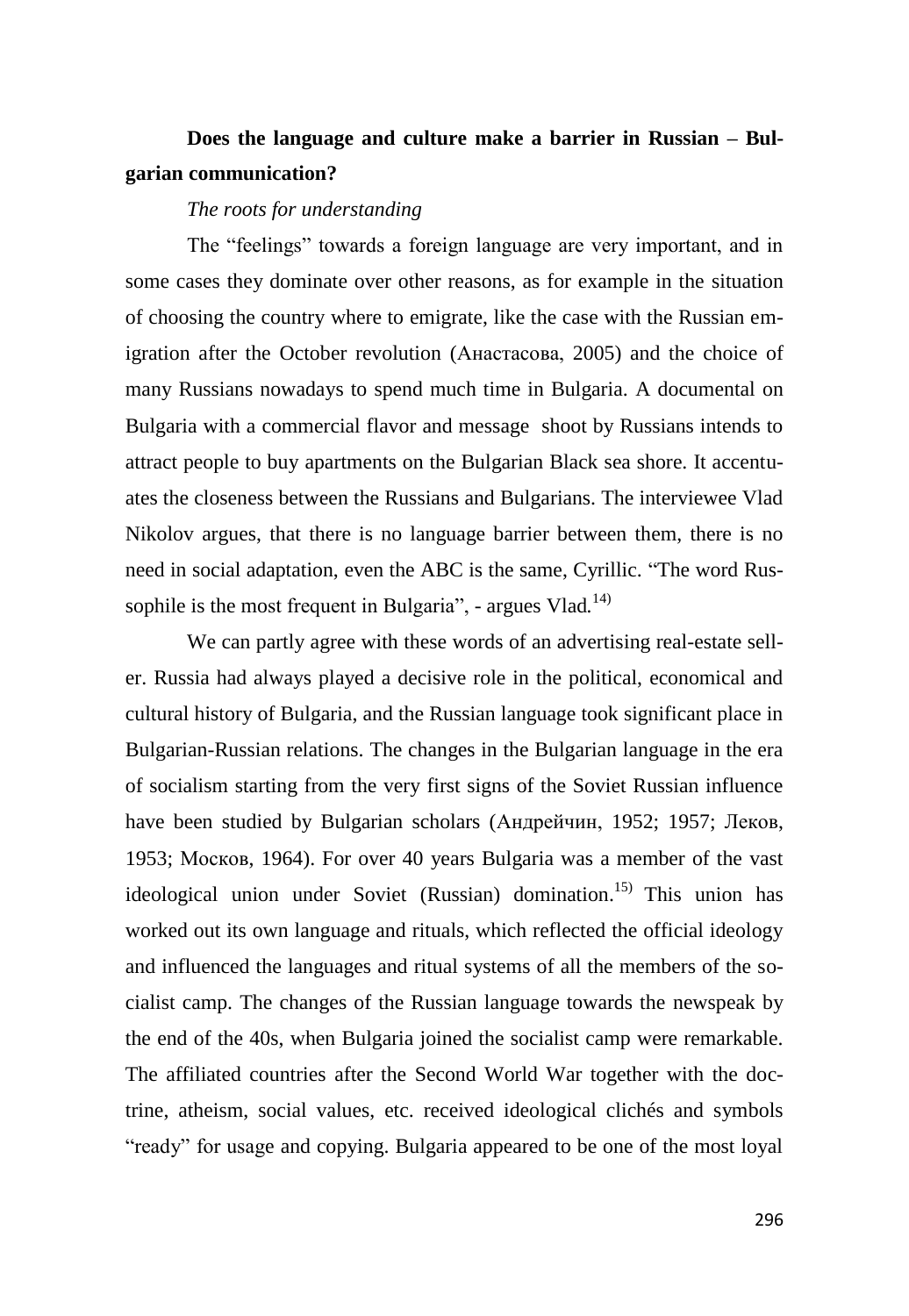**Does the language and culture make a barrier in Russian – Bulgarian communication?**

*The roots for understanding*

The "feelings" towards a foreign language are very important, and in some cases they dominate over other reasons, as for example in the situation of choosing the country where to emigrate, like the case with the Russian emigration after the October revolution (Анастасова, 2005) and the choice of many Russians nowadays to spend much time in Bulgaria. A documental on Bulgaria with a commercial flavor and message shoot by Russians intends to attract people to buy apartments on the Bulgarian Black sea shore. It accentuates the closeness between the Russians and Bulgarians. The interviewee Vlad Nikolov argues, that there is no language barrier between them, there is no need in social adaptation, even the ABC is the same, Cyrillic. "The word Russophile is the most frequent in Bulgaria", - argues Vlad.[14)]

We can partly agree with these words of an advertising real-estate seller. Russia had always played a decisive role in the political, economical and cultural history of Bulgaria, and the Russian language took significant place in Bulgarian-Russian relations. The changes in the Bulgarian language in the era of socialism starting from the very first signs of the Soviet Russian influence have been studied by Bulgarian scholars (Андрейчин, 1952; 1957; Леков, 1953; Москов, 1964). For over 40 years Bulgaria was a member of the vast ideological union under Soviet (Russian) domination.[15)] This union has worked out its own language and rituals, which reflected the official ideology and influenced the languages and ritual systems of all the members of the socialist camp. The changes of the Russian language towards the newspeak by the end of the 40s, when Bulgaria joined the socialist camp were remarkable. The affiliated countries after the Second World War together with the doctrine, atheism, social values, etc. received ideological clichés and symbols "ready" for usage and copying. Bulgaria appeared to be one of the most loyal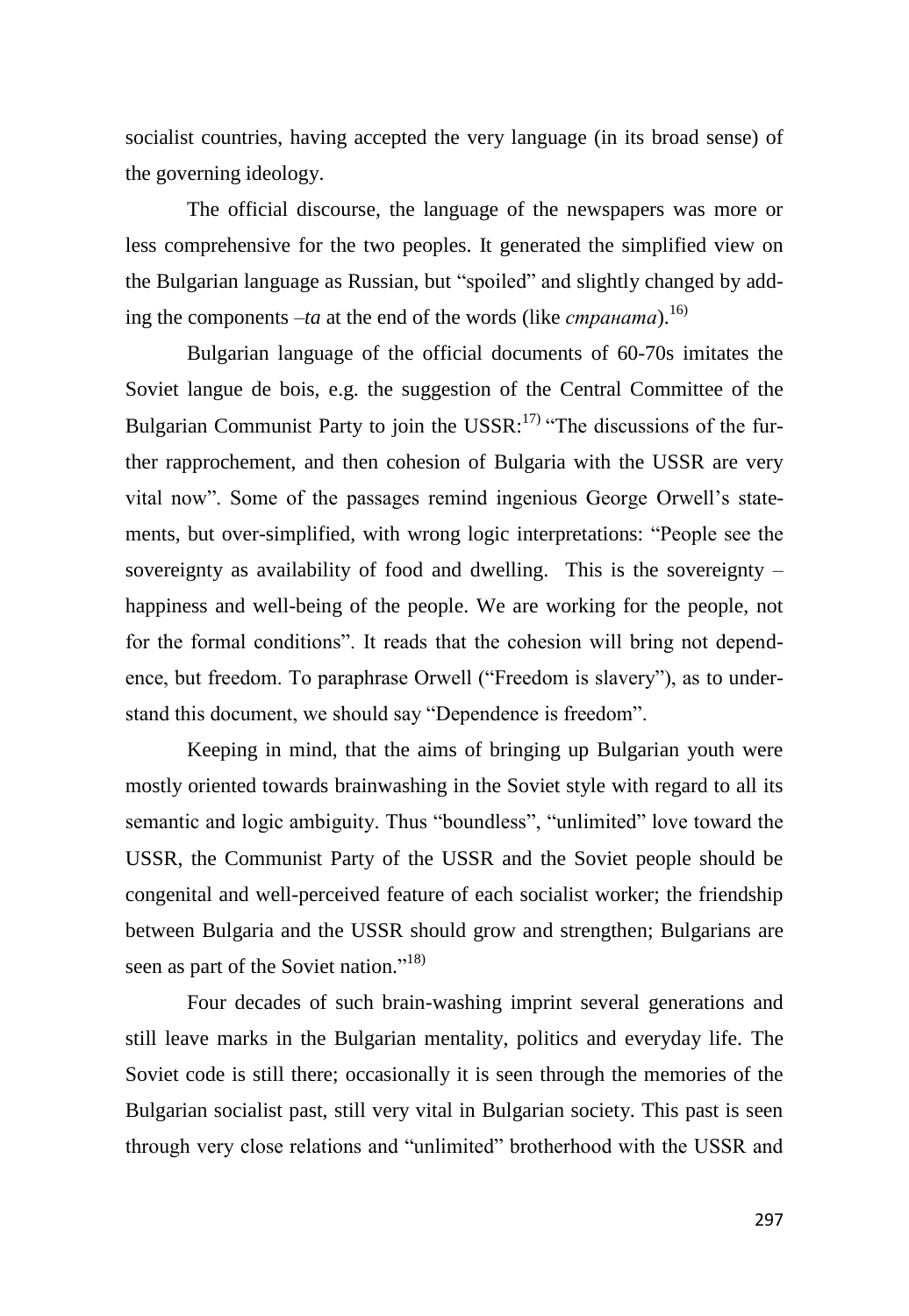socialist countries, having accepted the very language (in its broad sense) of the governing ideology.

The official discourse, the language of the newspapers was more or less comprehensive for the two peoples. It generated the simplified view on the Bulgarian language as Russian, but "spoiled" and slightly changed by adding the components *–ta* at the end of the words (like *страната*).[16)]

Bulgarian language of the official documents of 60-70s imitates the Soviet langue de bois, e.g. the suggestion of the Central Committee of the Bulgarian Communist Party to join the USSR:[17)] "The discussions of the further rapprochement, and then cohesion of Bulgaria with the USSR are very vital now". Some of the passages remind ingenious George Orwell's statements, but over-simplified, with wrong logic interpretations: "People see the sovereignty as availability of food and dwelling. This is the sovereignty – happiness and well-being of the people. We are working for the people, not for the formal conditions". It reads that the cohesion will bring not dependence, but freedom. To paraphrase Orwell ("Freedom is slavery"), as to understand this document, we should say "Dependence is freedom".

Keeping in mind, that the aims of bringing up Bulgarian youth were mostly oriented towards brainwashing in the Soviet style with regard to all its semantic and logic ambiguity. Thus "boundless", "unlimited" love toward the USSR, the Communist Party of the USSR and the Soviet people should be congenital and well-perceived feature of each socialist worker; the friendship between Bulgaria and the USSR should grow and strengthen; Bulgarians are seen as part of the Soviet nation."[18)]

Four decades of such brain-washing imprint several generations and still leave marks in the Bulgarian mentality, politics and everyday life. The Soviet code is still there; occasionally it is seen through the memories of the Bulgarian socialist past, still very vital in Bulgarian society. This past is seen through very close relations and "unlimited" brotherhood with the USSR and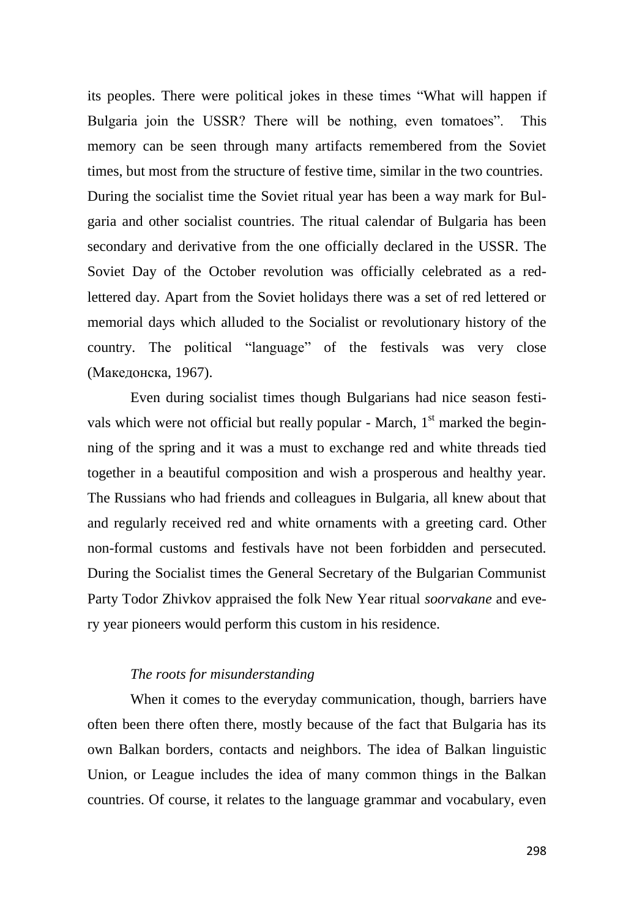its peoples. There were political jokes in these times "What will happen if Bulgaria join the USSR? There will be nothing, even tomatoes". This memory can be seen through many artifacts remembered from the Soviet times, but most from the structure of festive time, similar in the two countries. During the socialist time the Soviet ritual year has been a way mark for Bulgaria and other socialist countries. The ritual calendar of Bulgaria has been secondary and derivative from the one officially declared in the USSR. The Soviet Day of the October revolution was officially celebrated as a red-lettered day. Apart from the Soviet holidays there was a set of red lettered or memorial days which alluded to the Socialist or revolutionary history of the country. The political "language" of the festivals was very close (Македонска, 1967).

Even during socialist times though Bulgarians had nice season festivals which were not official but really popular - March, 1st marked the beginning of the spring and it was a must to exchange red and white threads tied together in a beautiful composition and wish a prosperous and healthy year. The Russians who had friends and colleagues in Bulgaria, all knew about that and regularly received red and white ornaments with a greeting card. Other non-formal customs and festivals have not been forbidden and persecuted. During the Socialist times the General Secretary of the Bulgarian Communist Party Todor Zhivkov appraised the folk New Year ritual *soorvakane* and every year pioneers would perform this custom in his residence.

*The roots for misunderstanding*

When it comes to the everyday communication, though, barriers have often been there often there, mostly because of the fact that Bulgaria has its own Balkan borders, contacts and neighbors. The idea of Balkan linguistic Union, or League includes the idea of many common things in the Balkan countries. Of course, it relates to the language grammar and vocabulary, even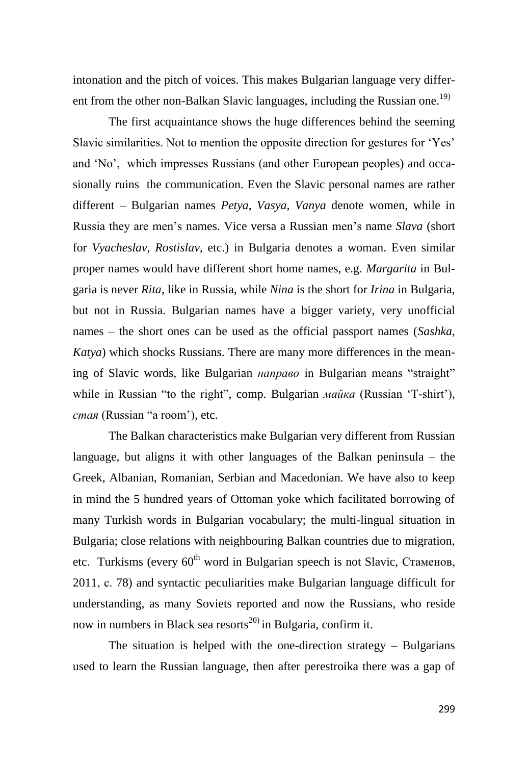intonation and the pitch of voices. This makes Bulgarian language very different from the other non-Balkan Slavic languages, including the Russian one.[19)]

The first acquaintance shows the huge differences behind the seeming Slavic similarities. Not to mention the opposite direction for gestures for 'Yes' and 'No', which impresses Russians (and other European peoples) and occasionally ruins the communication. Even the Slavic personal names are rather different – Bulgarian names *Petya*, *Vasya*, *Vanya* denote women, while in Russia they are men's names. Vice versa a Russian men's name *Slava* (short for *Vyacheslav*, *Rostislav*, etc.) in Bulgaria denotes a woman. Even similar proper names would have different short home names, e.g. *Margarita* in Bulgaria is never *Rita*, like in Russia, while *Nina* is the short for *Irina* in Bulgaria, but not in Russia. Bulgarian names have a bigger variety, very unofficial names – the short ones can be used as the official passport names (*Sashka*, *Katya*) which shocks Russians. There are many more differences in the meaning of Slavic words, like Bulgarian *направо* in Bulgarian means "straight" while in Russian "to the right", comp. Bulgarian *майка* (Russian 'T-shirt'), *стая* (Russian "a room'), etc.

The Balkan characteristics make Bulgarian very different from Russian language, but aligns it with other languages of the Balkan peninsula – the Greek, Albanian, Romanian, Serbian and Macedonian. We have also to keep in mind the 5 hundred years of Ottoman yoke which facilitated borrowing of many Turkish words in Bulgarian vocabulary; the multi-lingual situation in Bulgaria; close relations with neighbouring Balkan countries due to migration, etc. Turkisms (every 60th word in Bulgarian speech is not Slavic, Стаменов, 2011, c. 78) and syntactic peculiarities make Bulgarian language difficult for understanding, as many Soviets reported and now the Russians, who reside now in numbers in Black sea resorts[20)] in Bulgaria, confirm it.

The situation is helped with the one-direction strategy – Bulgarians used to learn the Russian language, then after perestroika there was a gap of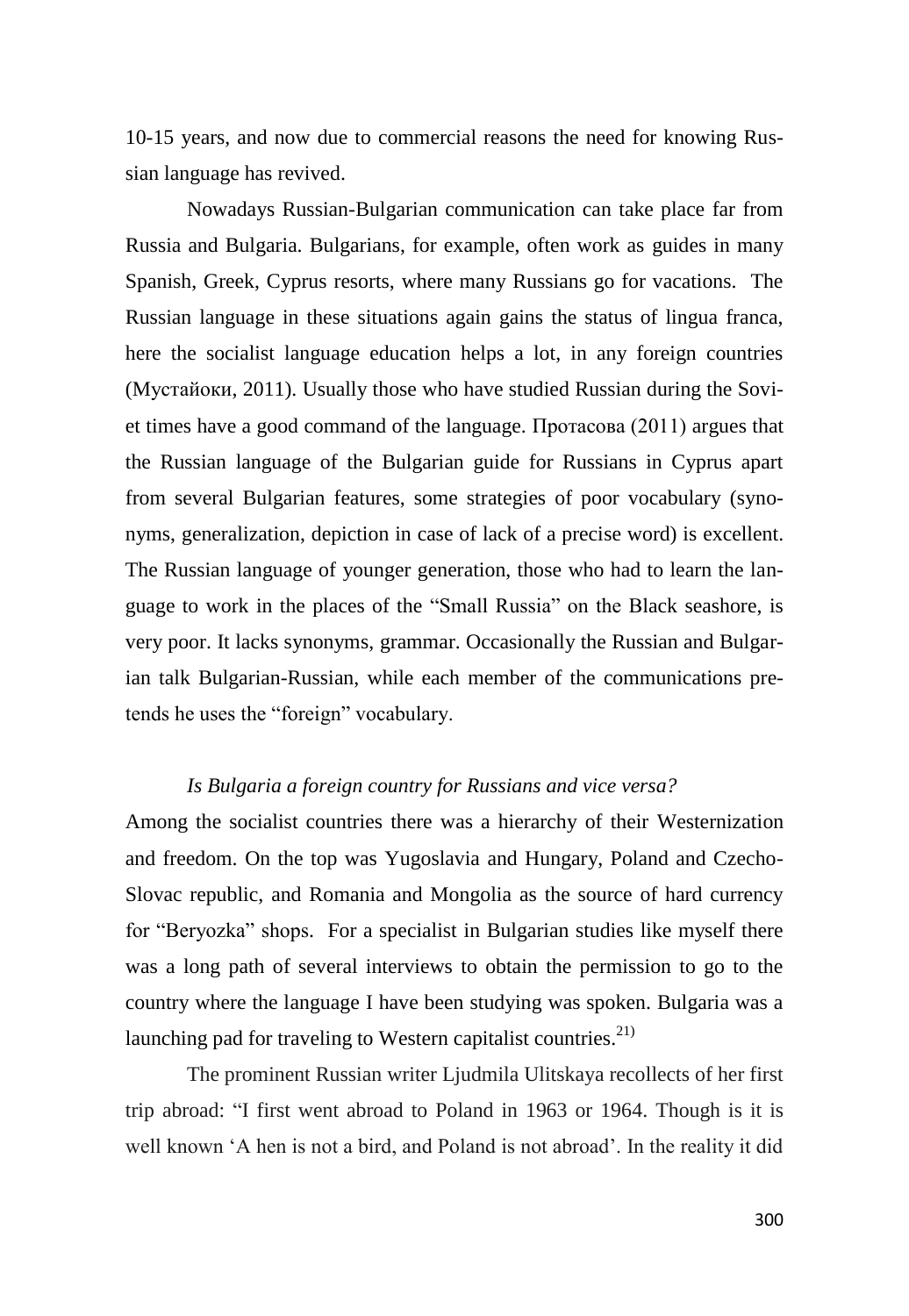10-15 years, and now due to commercial reasons the need for knowing Russian language has revived.

Nowadays Russian-Bulgarian communication can take place far from Russia and Bulgaria. Bulgarians, for example, often work as guides in many Spanish, Greek, Cyprus resorts, where many Russians go for vacations. The Russian language in these situations again gains the status of lingua franca, here the socialist language education helps a lot, in any foreign countries (Мустайоки, 2011). Usually those who have studied Russian during the Soviet times have a good command of the language. Протасова (2011) argues that the Russian language of the Bulgarian guide for Russians in Cyprus apart from several Bulgarian features, some strategies of poor vocabulary (synonyms, generalization, depiction in case of lack of a precise word) is excellent. The Russian language of younger generation, those who had to learn the language to work in the places of the "Small Russia" on the Black seashore, is very poor. It lacks synonyms, grammar. Occasionally the Russian and Bulgarian talk Bulgarian-Russian, while each member of the communications pretends he uses the "foreign" vocabulary.

*Is Bulgaria a foreign country for Russians and vice versa?*

Among the socialist countries there was a hierarchy of their Westernization and freedom. On the top was Yugoslavia and Hungary, Poland and Czecho-Slovac republic, and Romania and Mongolia as the source of hard currency for "Beryozka" shops. For a specialist in Bulgarian studies like myself there was a long path of several interviews to obtain the permission to go to the country where the language I have been studying was spoken. Bulgaria was a launching pad for traveling to Western capitalist countries.[21)]

The prominent Russian writer Ljudmila Ulitskaya recollects of her first trip abroad: "I first went abroad to Poland in 1963 or 1964. Though is it is well known 'A hen is not a bird, and Poland is not abroad'. In the reality it did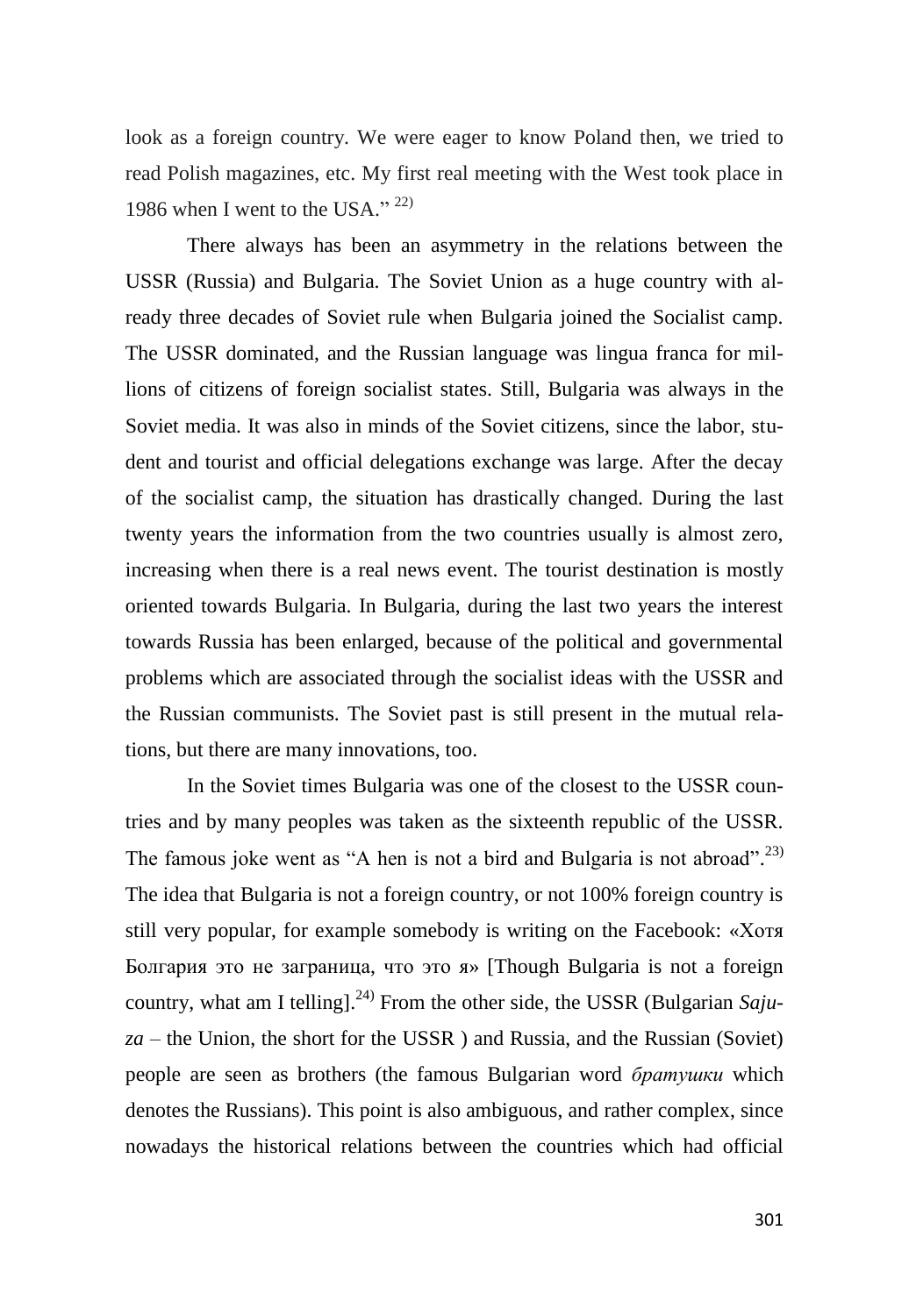look as a foreign country. We were eager to know Poland then, we tried to read Polish magazines, etc. My first real meeting with the West took place in 1986 when I went to the USA." [22)]

There always has been an asymmetry in the relations between the USSR (Russia) and Bulgaria. The Soviet Union as a huge country with already three decades of Soviet rule when Bulgaria joined the Socialist camp. The USSR dominated, and the Russian language was lingua franca for millions of citizens of foreign socialist states. Still, Bulgaria was always in the Soviet media. It was also in minds of the Soviet citizens, since the labor, student and tourist and official delegations exchange was large. After the decay of the socialist camp, the situation has drastically changed. During the last twenty years the information from the two countries usually is almost zero, increasing when there is a real news event. The tourist destination is mostly oriented towards Bulgaria. In Bulgaria, during the last two years the interest towards Russia has been enlarged, because of the political and governmental problems which are associated through the socialist ideas with the USSR and the Russian communists. The Soviet past is still present in the mutual relations, but there are many innovations, too.

In the Soviet times Bulgaria was one of the closest to the USSR countries and by many peoples was taken as the sixteenth republic of the USSR. The famous joke went as "A hen is not a bird and Bulgaria is not abroad".[23)] The idea that Bulgaria is not a foreign country, or not 100% foreign country is still very popular, for example somebody is writing on the Facebook: «Хотя Болгария это не заграница, что это я» [Though Bulgaria is not a foreign country, what am I telling].[24)] From the other side, the USSR (Bulgarian *Saju-za* – the Union, the short for the USSR ) and Russia, and the Russian (Soviet) people are seen as brothers (the famous Bulgarian word *братушки* which denotes the Russians). This point is also ambiguous, and rather complex, since nowadays the historical relations between the countries which had official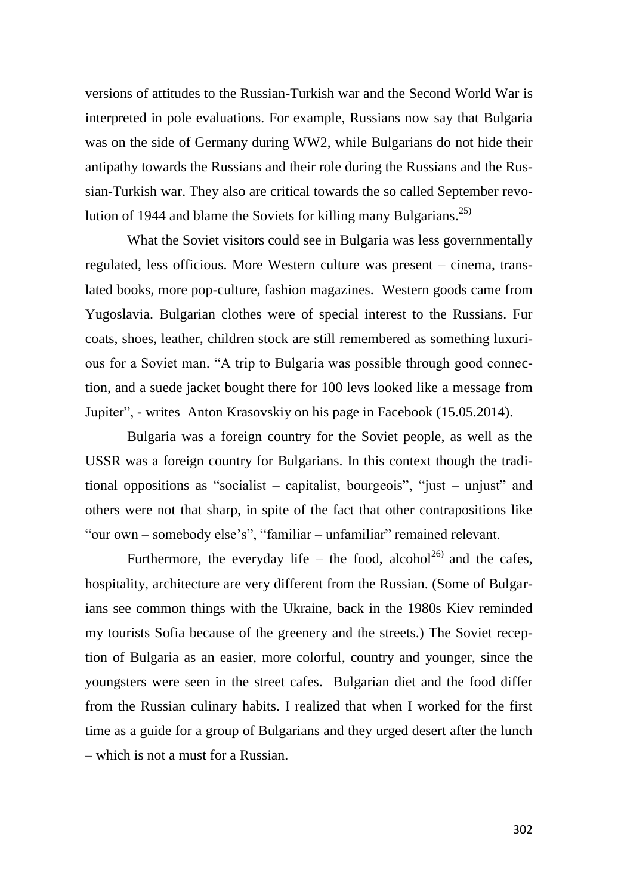versions of attitudes to the Russian-Turkish war and the Second World War is interpreted in pole evaluations. For example, Russians now say that Bulgaria was on the side of Germany during WW2, while Bulgarians do not hide their antipathy towards the Russians and their role during the Russians and the Russian-Turkish war. They also are critical towards the so called September revolution of 1944 and blame the Soviets for killing many Bulgarians.[25)]

What the Soviet visitors could see in Bulgaria was less governmentally regulated, less officious. More Western culture was present – cinema, translated books, more pop-culture, fashion magazines. Western goods came from Yugoslavia. Bulgarian clothes were of special interest to the Russians. Fur coats, shoes, leather, children stock are still remembered as something luxurious for a Soviet man. "A trip to Bulgaria was possible through good connection, and a suede jacket bought there for 100 levs looked like a message from Jupiter", - writes Anton Krasovskiy on his page in Facebook (15.05.2014).

Bulgaria was a foreign country for the Soviet people, as well as the USSR was a foreign country for Bulgarians. In this context though the traditional oppositions as "socialist – capitalist, bourgeois", "just – unjust" and others were not that sharp, in spite of the fact that other contrapositions like "our own – somebody else's", "familiar – unfamiliar" remained relevant.

Furthermore, the everyday life – the food, alcohol[26)] and the cafes, hospitality, architecture are very different from the Russian. (Some of Bulgarians see common things with the Ukraine, back in the 1980s Kiev reminded my tourists Sofia because of the greenery and the streets.) The Soviet reception of Bulgaria as an easier, more colorful, country and younger, since the youngsters were seen in the street cafes. Bulgarian diet and the food differ from the Russian culinary habits. I realized that when I worked for the first time as a guide for a group of Bulgarians and they urged desert after the lunch – which is not a must for a Russian.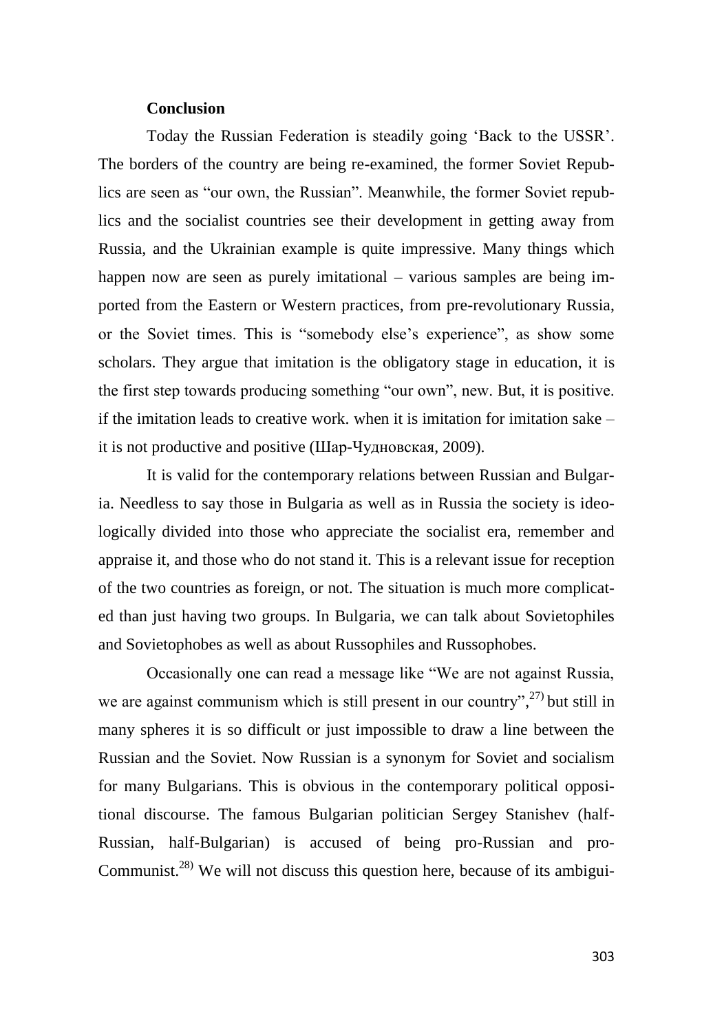## Conclusion

Today the Russian Federation is steadily going 'Back to the USSR'. The borders of the country are being re-examined, the former Soviet Republics are seen as "our own, the Russian". Meanwhile, the former Soviet republics and the socialist countries see their development in getting away from Russia, and the Ukrainian example is quite impressive. Many things which happen now are seen as purely imitational – various samples are being imported from the Eastern or Western practices, from pre-revolutionary Russia, or the Soviet times. This is "somebody else's experience", as show some scholars. They argue that imitation is the obligatory stage in education, it is the first step towards producing something "our own", new. But, it is positive. if the imitation leads to creative work. when it is imitation for imitation sake – it is not productive and positive (Шар-Чудновская, 2009).

It is valid for the contemporary relations between Russian and Bulgaria. Needless to say those in Bulgaria as well as in Russia the society is ideologically divided into those who appreciate the socialist era, remember and appraise it, and those who do not stand it. This is a relevant issue for reception of the two countries as foreign, or not. The situation is much more complicated than just having two groups. In Bulgaria, we can talk about Sovietophiles and Sovietophobes as well as about Russophiles and Russophobes.

Occasionally one can read a message like "We are not against Russia, we are against communism which is still present in our country",[27] but still in many spheres it is so difficult or just impossible to draw a line between the Russian and the Soviet. Now Russian is a synonym for Soviet and socialism for many Bulgarians. This is obvious in the contemporary political oppositional discourse. The famous Bulgarian politician Sergey Stanishev (half-Russian, half-Bulgarian) is accused of being pro-Russian and pro-Communist.[28] We will not discuss this question here, because of its ambigui-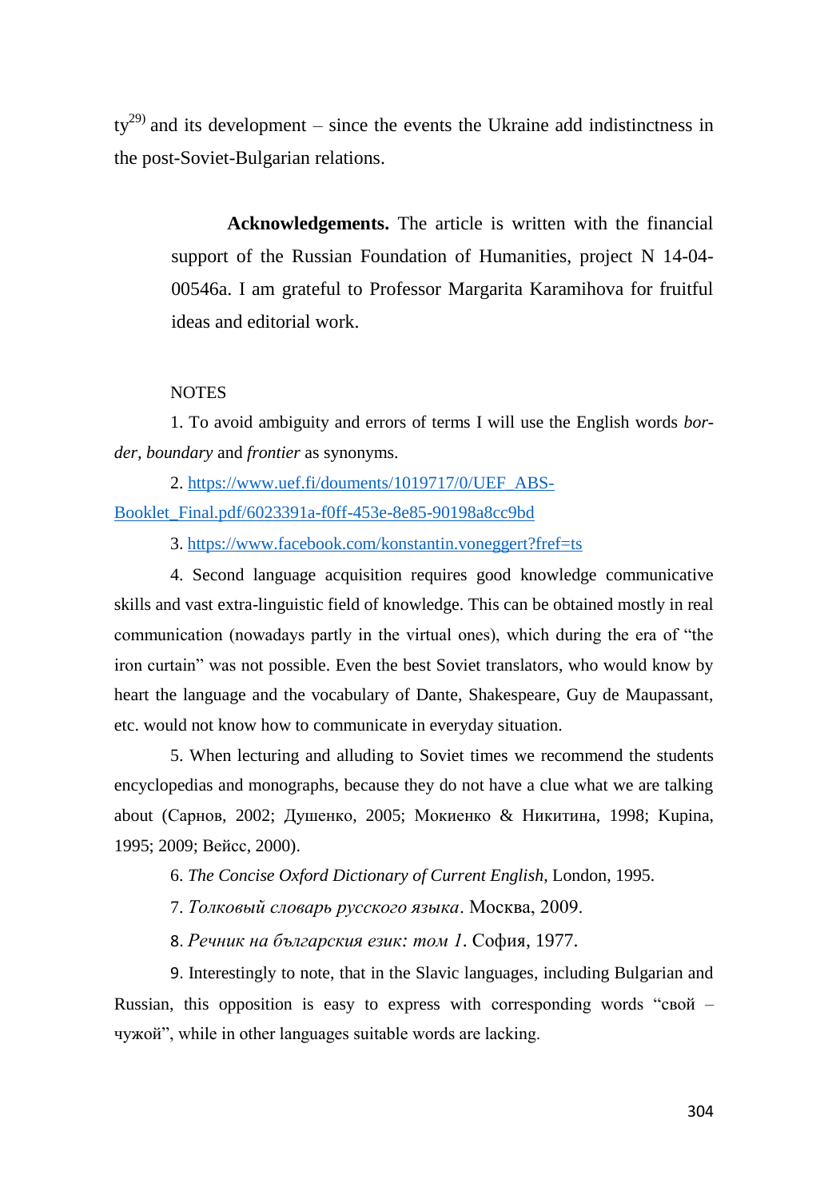ty[29] and its development – since the events the Ukraine add indistinctness in the post-Soviet-Bulgarian relations.

**Acknowledgements.** The article is written with the financial support of the Russian Foundation of Humanities, project N 14-04-00546a. I am grateful to Professor Margarita Karamihova for fruitful ideas and editorial work.

NOTES

1. To avoid ambiguity and errors of terms I will use the English words *border, boundary* and *frontier* as synonyms.

2. https://www.uef.fi/douments/1019717/0/UEF_ABS-Booklet_Final.pdf/6023391a-f0ff-453e-8e85-90198a8cc9bd

3. https://www.facebook.com/konstantin.voneggert?fref=ts

4. Second language acquisition requires good knowledge communicative skills and vast extra-linguistic field of knowledge. This can be obtained mostly in real communication (nowadays partly in the virtual ones), which during the era of "the iron curtain" was not possible. Even the best Soviet translators, who would know by heart the language and the vocabulary of Dante, Shakespeare, Guy de Maupassant, etc. would not know how to communicate in everyday situation.

5. When lecturing and alluding to Soviet times we recommend the students encyclopedias and monographs, because they do not have a clue what we are talking about (Сарнов, 2002; Душенко, 2005; Мокиенко & Никитина, 1998; Kupina, 1995; 2009; Вейсс, 2000).

6. *The Concise Oxford Dictionary of Current English*, London, 1995.

7. *Толковый словарь русского языка*. Москва, 2009.

8. *Речник на българския език: том 1*. София, 1977.

9. Interestingly to note, that in the Slavic languages, including Bulgarian and Russian, this opposition is easy to express with corresponding words "свой – чужой", while in other languages suitable words are lacking.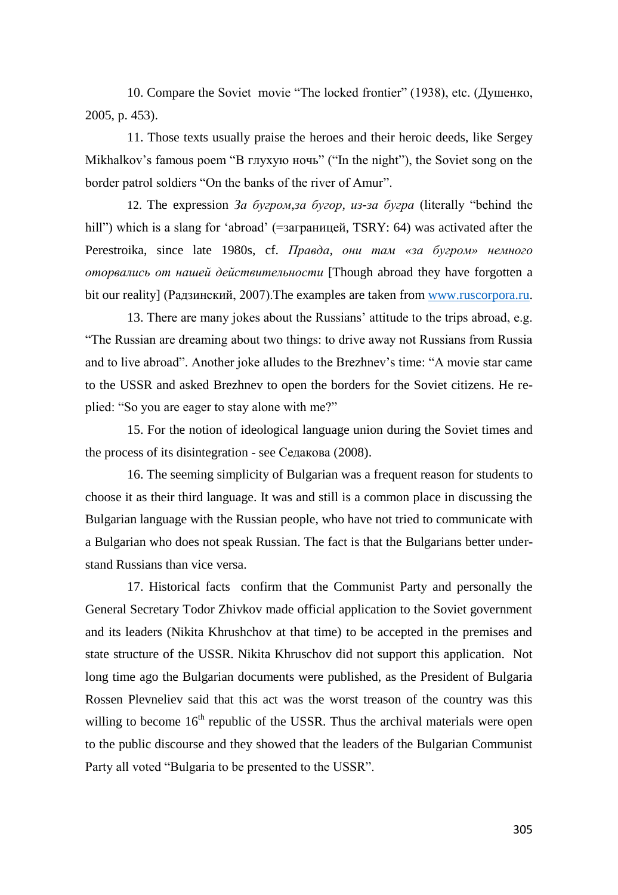10. Compare the Soviet movie "The locked frontier" (1938), etc. (Душенко, 2005, p. 453).

11. Those texts usually praise the heroes and their heroic deeds, like Sergey Mikhalkov's famous poem "В глухую ночь" ("In the night"), the Soviet song on the border patrol soldiers "On the banks of the river of Amur".

12. The expression *За бугром,за бугор, из-за бугра* (literally "behind the hill") which is a slang for 'abroad' (=заграницей, TSRY: 64) was activated after the Perestroika, since late 1980s, cf. *Правда, они там «за бугром» немного оторвались от нашей действительности* [Though abroad they have forgotten a bit our reality] (Радзинский, 2007).The examples are taken from [www.ruscorpora.ru](http://www.ruscorpora.ru).

13. There are many jokes about the Russians' attitude to the trips abroad, e.g. "The Russian are dreaming about two things: to drive away not Russians from Russia and to live abroad". Another joke alludes to the Brezhnev's time: "A movie star came to the USSR and asked Brezhnev to open the borders for the Soviet citizens. He replied: "So you are eager to stay alone with me?"

15. For the notion of ideological language union during the Soviet times and the process of its disintegration - see Седакова (2008).

16. The seeming simplicity of Bulgarian was a frequent reason for students to choose it as their third language. It was and still is a common place in discussing the Bulgarian language with the Russian people, who have not tried to communicate with a Bulgarian who does not speak Russian. The fact is that the Bulgarians better understand Russians than vice versa.

17. Historical facts confirm that the Communist Party and personally the General Secretary Todor Zhivkov made official application to the Soviet government and its leaders (Nikita Khrushchov at that time) to be accepted in the premises and state structure of the USSR. Nikita Khruschov did not support this application. Not long time ago the Bulgarian documents were published, as the President of Bulgaria Rossen Plevneliev said that this act was the worst treason of the country was this willing to become 16th republic of the USSR. Thus the archival materials were open to the public discourse and they showed that the leaders of the Bulgarian Communist Party all voted "Bulgaria to be presented to the USSR".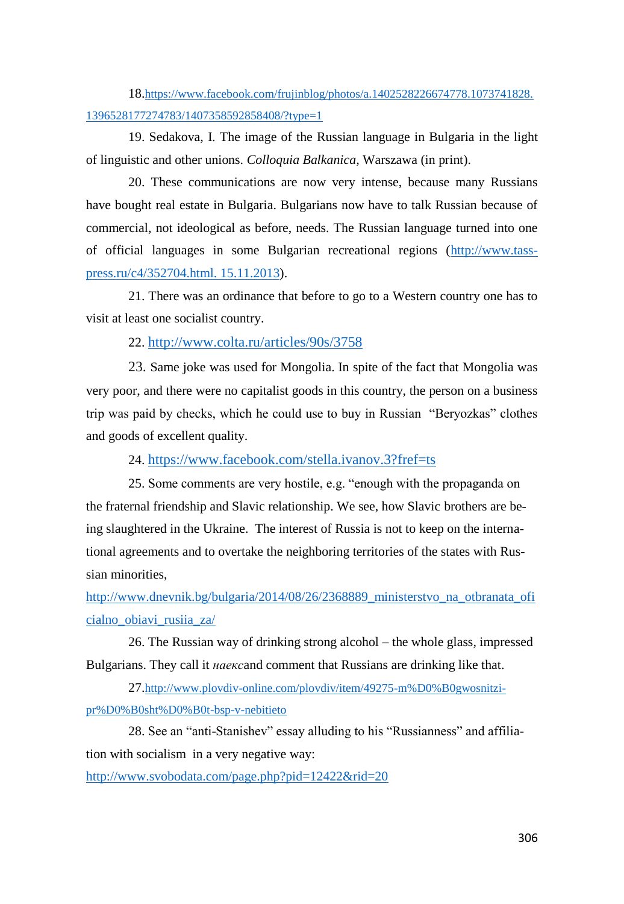18.https://www.facebook.com/frujinblog/photos/a.1402528226674778.1073741828.1396528177274783/1407358592858408/?type=1

19. Sedakova, I. The image of the Russian language in Bulgaria in the light of linguistic and other unions. *Colloquia Balkanica*, Warszawa (in print).

20. These communications are now very intense, because many Russians have bought real estate in Bulgaria. Bulgarians now have to talk Russian because of commercial, not ideological as before, needs. The Russian language turned into one of official languages in some Bulgarian recreational regions (http://www.tass-press.ru/c4/352704.html. 15.11.2013).

21. There was an ordinance that before to go to a Western country one has to visit at least one socialist country.

22. http://www.colta.ru/articles/90s/3758

23. Same joke was used for Mongolia. In spite of the fact that Mongolia was very poor, and there were no capitalist goods in this country, the person on a business trip was paid by checks, which he could use to buy in Russian "Beryozkas" clothes and goods of excellent quality.

24. https://www.facebook.com/stella.ivanov.3?fref=ts

25. Some comments are very hostile, e.g. "enough with the propaganda on the fraternal friendship and Slavic relationship. We see, how Slavic brothers are being slaughtered in the Ukraine. The interest of Russia is not to keep on the international agreements and to overtake the neighboring territories of the states with Russian minorities, http://www.dnevnik.bg/bulgaria/2014/08/26/2368889_ministerstvo_na_otbranata_oficialno_obiavi_rusiia_za/

26. The Russian way of drinking strong alcohol – the whole glass, impressed Bulgarians. They call it *наекс*and comment that Russians are drinking like that.

27.http://www.plovdiv-online.com/plovdiv/item/49275-m%D0%B0gwosnitzi-pr%D0%B0sht%D0%B0t-bsp-v-nebitieto

28. See an "anti-Stanishev" essay alluding to his "Russianness" and affiliation with socialism in a very negative way: http://www.svobodata.com/page.php?pid=12422&rid=20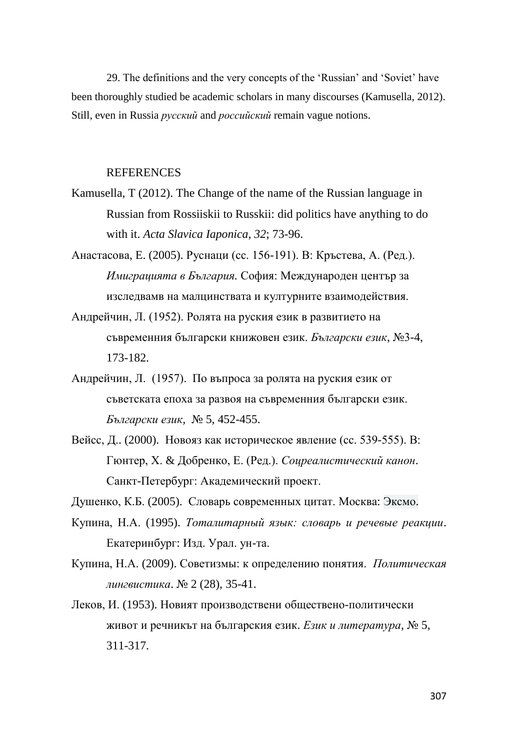29. The definitions and the very concepts of the 'Russian' and 'Soviet' have been thoroughly studied be academic scholars in many discourses (Kamusella, 2012). Still, even in Russia *русский* and *российский* remain vague notions.

## REFERENCES

Kamusella, T (2012). The Change of the name of the Russian language in Russian from Rossiiskii to Russkii: did politics have anything to do with it. *Acta Slavica Iaponica*, *32*; 73-96.

Анастасова, Е. (2005). Руснаци (сс. 156-191). В: Кръстева, А. (Ред.). *Имиграцията в България*. София: Международен център за изследвамв на малцинствата и културните взаимодействия.

Андрейчин, Л. (1952). Ролята на руския език в развитието на съвременния български книжовен език. *Български език*, №3-4, 173-182.

Андрейчин, Л. (1957). По въпроса за ролята на руския език от съветската епоха за развоя на съвременния български език. *Български език*, № 5, 452-455.

Вейсс, Д.. (2000). Новояз как историческое явление (сс. 539-555). В: Гюнтер, Х. & Добренко, Е. (Ред.). *Соцреалистический канон*. Санкт-Петербург: Академический проект.

Душенко, К.Б. (2005). Словарь современных цитат. Москва: Эксмо.

Купина, Н.А. (1995). *Тоталитарный язык: словарь и речевые реакции*. Екатеринбург: Изд. Урал. ун-та.

Купина, Н.А. (2009). Советизмы: к определению понятия. *Политическая лингвистика*. № 2 (28), 35-41.

Леков, И. (1953). Новият производствени обществено-политически живот и речникът на българския език. *Език и литература*, № 5, 311-317.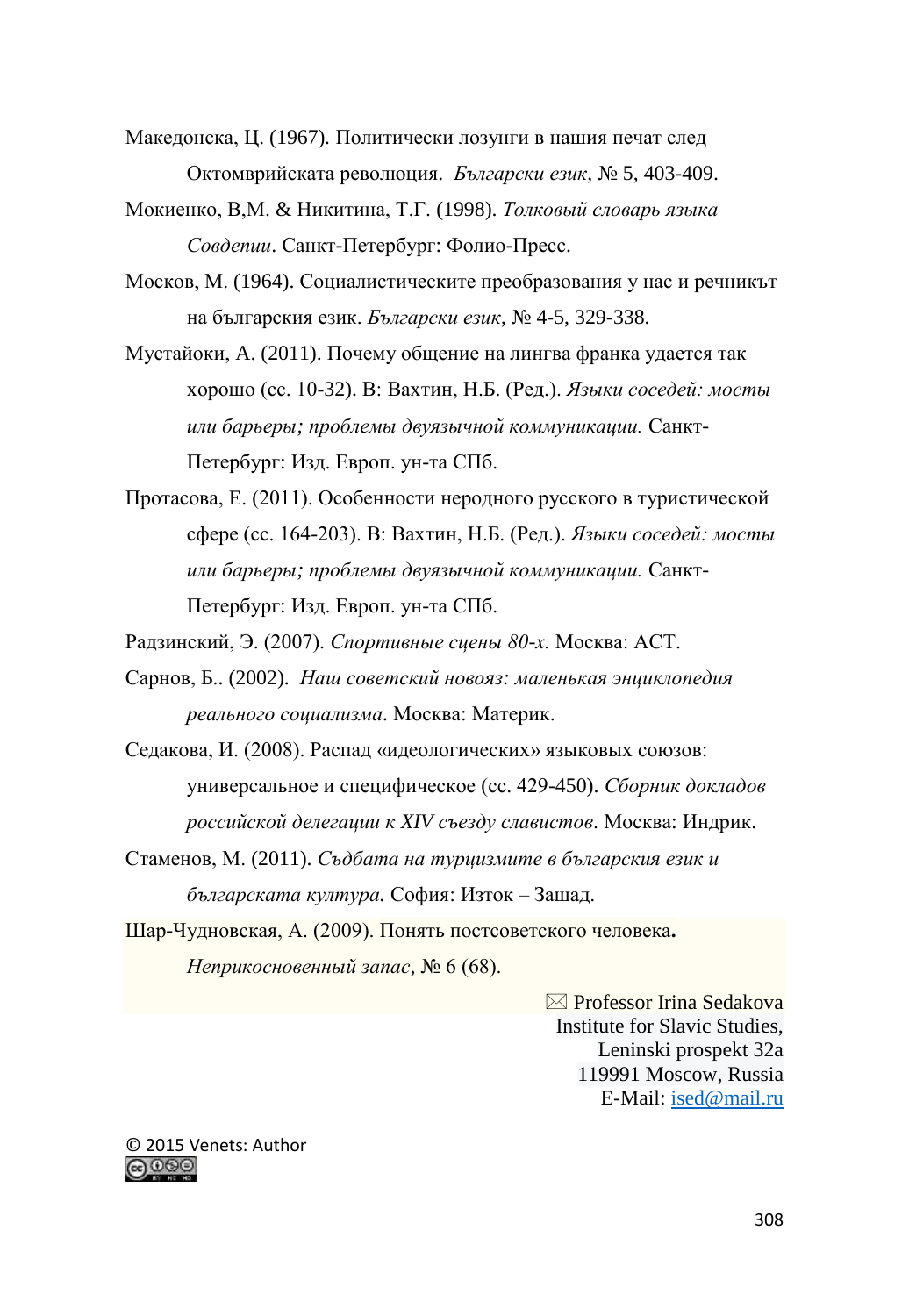Македонска, Ц. (1967). Политически лозунги в нашия печат след Октомврийската революция. *Български език*, № 5, 403-409.

Мокиенко, В,М. & Никитина, Т.Г. (1998). *Толковый словарь языка Совдепии*. Санкт-Петербург: Фолио-Пресс.

Москов, М. (1964). Социалистическите преобразования у нас и речникът на българския език. *Български език*, № 4-5, 329-338.

Мустайоки, А. (2011). Почему общение на лингва франка удается так хорошо (сс. 10-32). В: Вахтин, Н.Б. (Ред.). *Языки соседей: мосты или барьеры; проблемы двуязычной коммуникации.* Санкт-Петербург: Изд. Европ. ун-та СПб.

Протасова, Е. (2011). Особенности неродного русского в туристической сфере (сс. 164-203). В: Вахтин, Н.Б. (Ред.). *Языки соседей: мосты или барьеры; проблемы двуязычной коммуникации.* Санкт-Петербург: Изд. Европ. ун-та СПб.

Радзинский, Э. (2007). *Спортивные сцены 80-х.* Москва: АСТ.

Сарнов, Б.. (2002). *Наш советский новояз: маленькая энциклопедия реального социализма*. Москва: Материк.

Седакова, И. (2008). Распад «идеологических» языковых союзов: универсальное и специфическое (сс. 429-450). *Сборник докладов российской делегации к XIV съезду славистов*. Москва: Индрик.

Стаменов, М. (2011). *Съдбата на турцизмите в българския език и българската култура.* София: Изток – Зашад.

Шар-Чудновская, А. (2009). Понять постсоветского человека. *Неприкосновенный запас*, № 6 (68).

✉ Professor Irina Sedakova
Institute for Slavic Studies,
Leninski prospekt 32a
119991 Moscow, Russia
E-Mail: ised@mail.ru

© 2015 Venets: Author